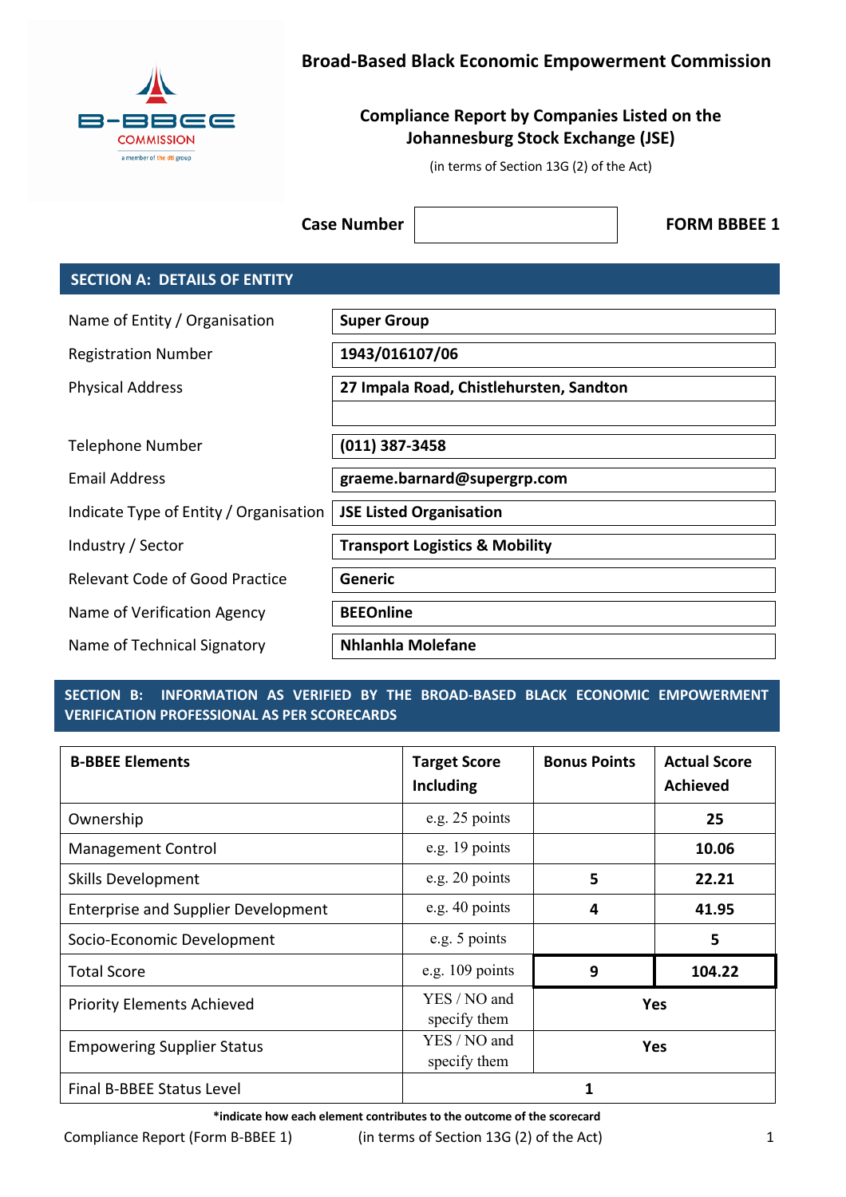B-BBEE COMMISSION

a member of the dti group

# Broad-Based Black Economic Empowerment Commission

## Compliance Report by Companies Listed on the Johannesburg Stock Exchange (JSE)

(in terms of Section 13G (2) of the Act)

**Case Number** | | **FORM BBBEE 1**

## SECTION A: DETAILS OF ENTITY

| | |
|---|---|
| Name of Entity / Organisation | **Super Group** |
| Registration Number | **1943/016107/06** |
| Physical Address | **27 Impala Road, Chistlehursten, Sandton** |
| Telephone Number | **(011) 387-3458** |
| Email Address | **graeme.barnard@supergrp.com** |
| Indicate Type of Entity / Organisation | **JSE Listed Organisation** |
| Industry / Sector | **Transport Logistics & Mobility** |
| Relevant Code of Good Practice | **Generic** |
| Name of Verification Agency | **BEEOnline** |
| Name of Technical Signatory | **Nhlanhla Molefane** |

## SECTION B: INFORMATION AS VERIFIED BY THE BROAD-BASED BLACK ECONOMIC EMPOWERMENT VERIFICATION PROFESSIONAL AS PER SCORECARDS

| B-BBEE Elements | Target Score Including | Bonus Points | Actual Score Achieved |
|---|---|---|---|
| Ownership | e.g. 25 points | | **25** |
| Management Control | e.g. 19 points | | **10.06** |
| Skills Development | e.g. 20 points | **5** | **22.21** |
| Enterprise and Supplier Development | e.g. 40 points | **4** | **41.95** |
| Socio-Economic Development | e.g. 5 points | | **5** |
| Total Score | e.g. 109 points | **9** | **104.22** |
| Priority Elements Achieved | YES / NO and specify them | **Yes** | |
| Empowering Supplier Status | YES / NO and specify them | **Yes** | |
| Final B-BBEE Status Level | **1** | | |

***indicate how each element contributes to the outcome of the scorecard**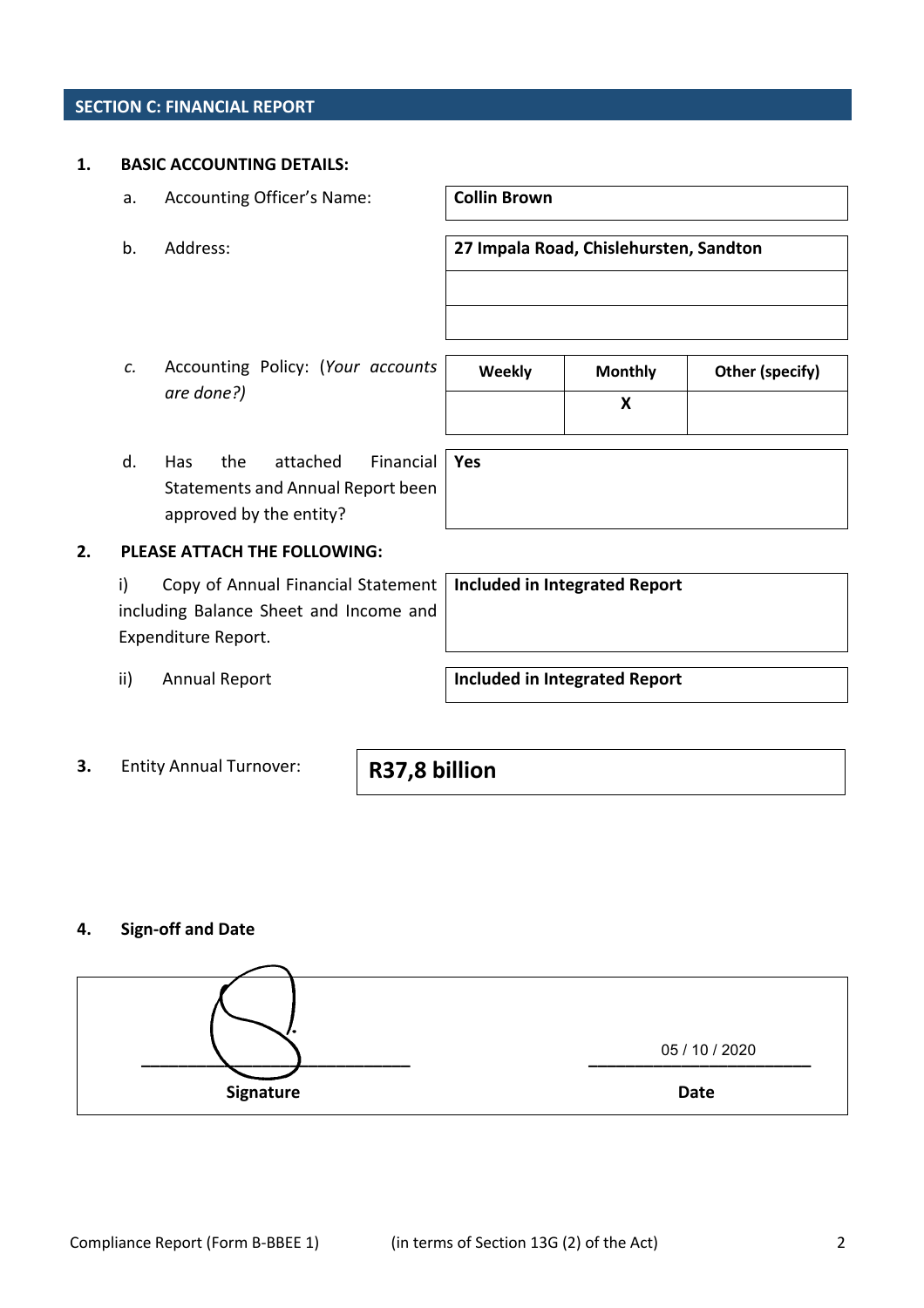## SECTION C: FINANCIAL REPORT

**1. BASIC ACCOUNTING DETAILS:**

a. Accounting Officer's Name: **Collin Brown**

b. Address: **27 Impala Road, Chislehursten, Sandton**

c. Accounting Policy: (*Your accounts are done?)*

| Weekly | Monthly | Other (specify) |
|---|---|---|
| | X | |

d. Has the attached Financial Statements and Annual Report been approved by the entity? **Yes**

**2. PLEASE ATTACH THE FOLLOWING:**

i) Copy of Annual Financial Statement including Balance Sheet and Income and Expenditure Report. **Included in Integrated Report**

ii) Annual Report **Included in Integrated Report**

**3.** Entity Annual Turnover: **R37,8 billion**

**4. Sign-off and Date**

| | |
|---|---|
| [Signature] | 05 / 10 / 2020 |
| **Signature** | **Date** |